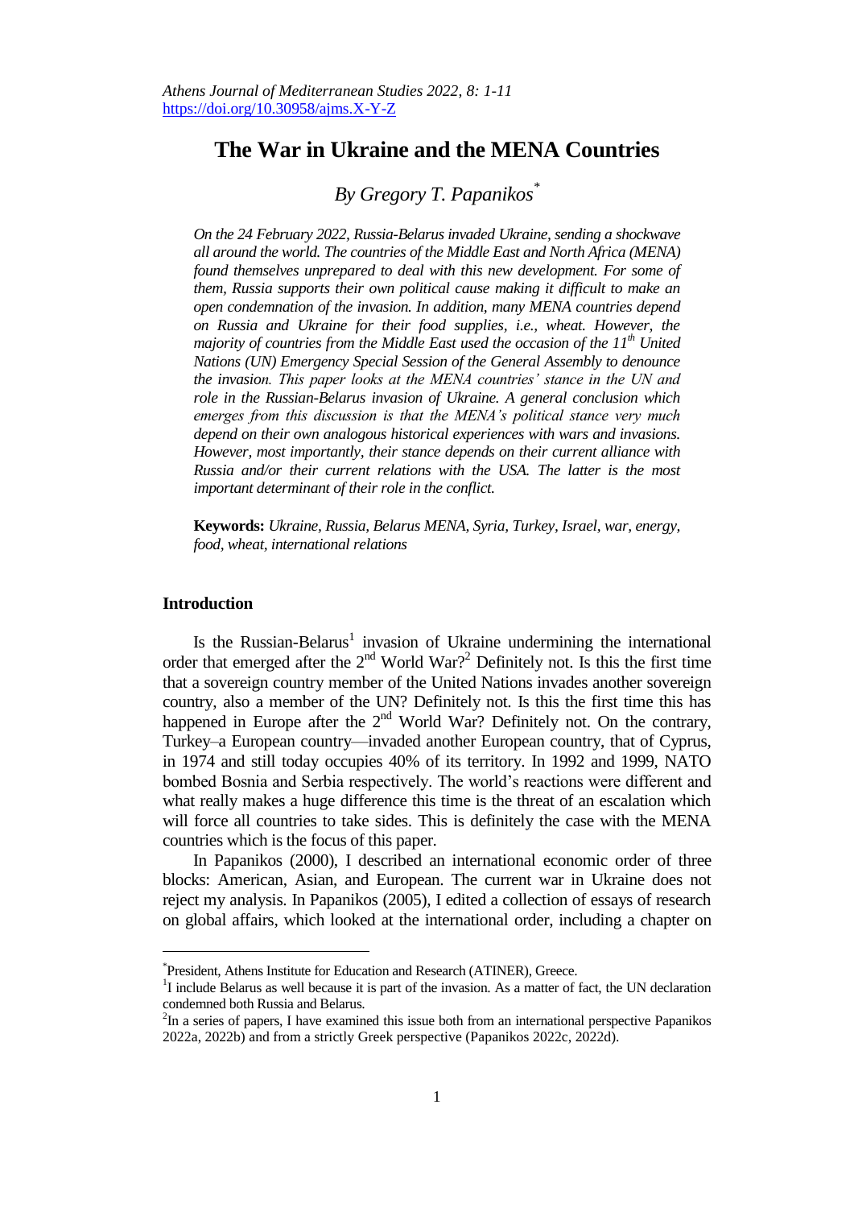# The War in Ukraine and the MENA Countries

*By Gregory T. Papanikos*[*]

*On the 24 February 2022, Russia-Belarus invaded Ukraine, sending a shockwave all around the world. The countries of the Middle East and North Africa (MENA) found themselves unprepared to deal with this new development. For some of them, Russia supports their own political cause making it difficult to make an open condemnation of the invasion. In addition, many MENA countries depend on Russia and Ukraine for their food supplies, i.e., wheat. However, the majority of countries from the Middle East used the occasion of the 11th United Nations (UN) Emergency Special Session of the General Assembly to denounce the invasion. This paper looks at the MENA countries' stance in the UN and role in the Russian-Belarus invasion of Ukraine. A general conclusion which emerges from this discussion is that the MENA's political stance very much depend on their own analogous historical experiences with wars and invasions. However, most importantly, their stance depends on their current alliance with Russia and/or their current relations with the USA. The latter is the most important determinant of their role in the conflict.*

**Keywords:** *Ukraine, Russia, Belarus MENA, Syria, Turkey, Israel, war, energy, food, wheat, international relations*

## Introduction

Is the Russian-Belarus[1] invasion of Ukraine undermining the international order that emerged after the 2nd World War?[2] Definitely not. Is this the first time that a sovereign country member of the United Nations invades another sovereign country, also a member of the UN? Definitely not. Is this the first time this has happened in Europe after the 2nd World War? Definitely not. On the contrary, Turkey–a European country—invaded another European country, that of Cyprus, in 1974 and still today occupies 40% of its territory. In 1992 and 1999, NATO bombed Bosnia and Serbia respectively. The world's reactions were different and what really makes a huge difference this time is the threat of an escalation which will force all countries to take sides. This is definitely the case with the MENA countries which is the focus of this paper.

In Papanikos (2000), I described an international economic order of three blocks: American, Asian, and European. The current war in Ukraine does not reject my analysis. In Papanikos (2005), I edited a collection of essays of research on global affairs, which looked at the international order, including a chapter on

---

[*]President, Athens Institute for Education and Research (ATINER), Greece.

[1]I include Belarus as well because it is part of the invasion. As a matter of fact, the UN declaration condemned both Russia and Belarus.

[2]In a series of papers, I have examined this issue both from an international perspective Papanikos 2022a, 2022b) and from a strictly Greek perspective (Papanikos 2022c, 2022d).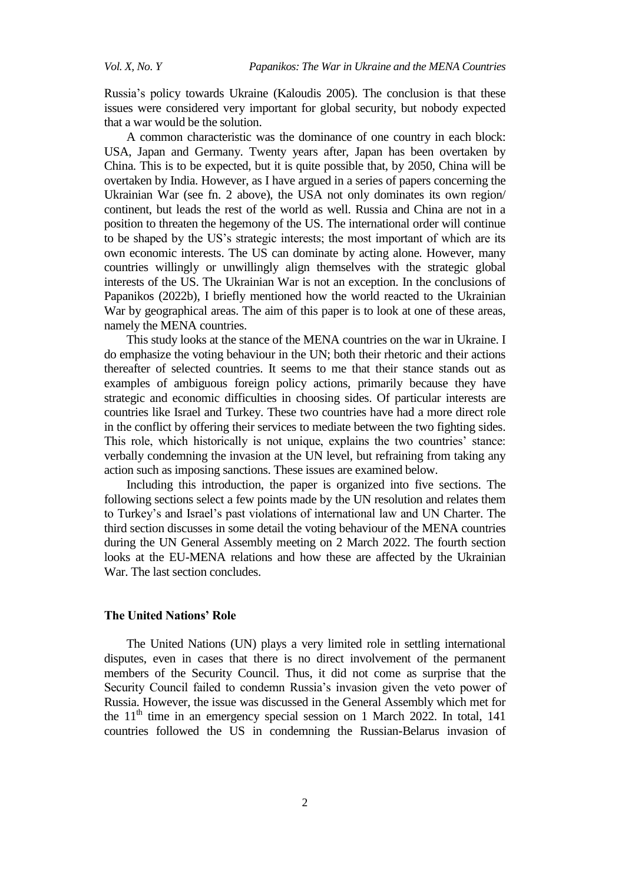Russia's policy towards Ukraine (Kaloudis 2005). The conclusion is that these issues were considered very important for global security, but nobody expected that a war would be the solution.

A common characteristic was the dominance of one country in each block: USA, Japan and Germany. Twenty years after, Japan has been overtaken by China. This is to be expected, but it is quite possible that, by 2050, China will be overtaken by India. However, as I have argued in a series of papers concerning the Ukrainian War (see fn. 2 above), the USA not only dominates its own region/ continent, but leads the rest of the world as well. Russia and China are not in a position to threaten the hegemony of the US. The international order will continue to be shaped by the US's strategic interests; the most important of which are its own economic interests. The US can dominate by acting alone. However, many countries willingly or unwillingly align themselves with the strategic global interests of the US. The Ukrainian War is not an exception. In the conclusions of Papanikos (2022b), I briefly mentioned how the world reacted to the Ukrainian War by geographical areas. The aim of this paper is to look at one of these areas, namely the MENA countries.

This study looks at the stance of the MENA countries on the war in Ukraine. I do emphasize the voting behaviour in the UN; both their rhetoric and their actions thereafter of selected countries. It seems to me that their stance stands out as examples of ambiguous foreign policy actions, primarily because they have strategic and economic difficulties in choosing sides. Of particular interests are countries like Israel and Turkey. These two countries have had a more direct role in the conflict by offering their services to mediate between the two fighting sides. This role, which historically is not unique, explains the two countries' stance: verbally condemning the invasion at the UN level, but refraining from taking any action such as imposing sanctions. These issues are examined below.

Including this introduction, the paper is organized into five sections. The following sections select a few points made by the UN resolution and relates them to Turkey's and Israel's past violations of international law and UN Charter. The third section discusses in some detail the voting behaviour of the MENA countries during the UN General Assembly meeting on 2 March 2022. The fourth section looks at the EU-MENA relations and how these are affected by the Ukrainian War. The last section concludes.

## The United Nations' Role

The United Nations (UN) plays a very limited role in settling international disputes, even in cases that there is no direct involvement of the permanent members of the Security Council. Thus, it did not come as surprise that the Security Council failed to condemn Russia's invasion given the veto power of Russia. However, the issue was discussed in the General Assembly which met for the 11th time in an emergency special session on 1 March 2022. In total, 141 countries followed the US in condemning the Russian-Belarus invasion of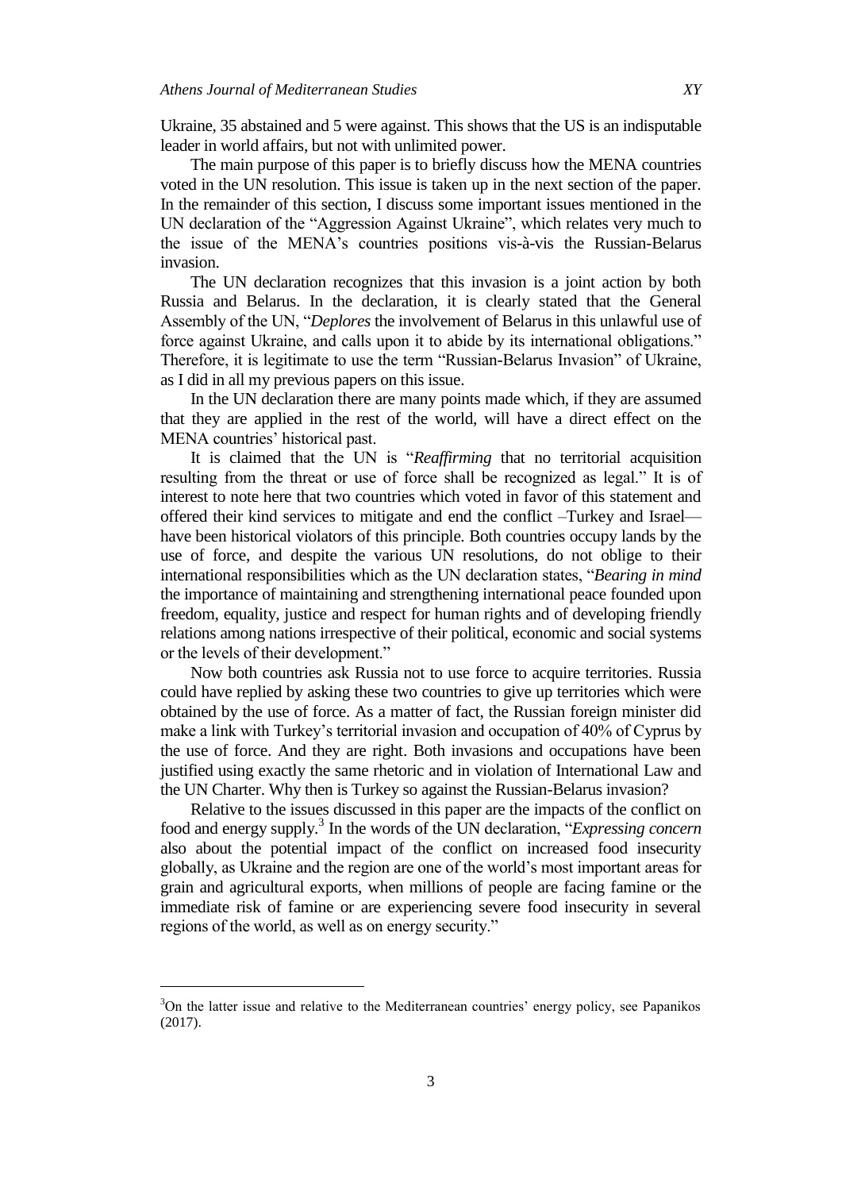Ukraine, 35 abstained and 5 were against. This shows that the US is an indisputable leader in world affairs, but not with unlimited power.

The main purpose of this paper is to briefly discuss how the MENA countries voted in the UN resolution. This issue is taken up in the next section of the paper. In the remainder of this section, I discuss some important issues mentioned in the UN declaration of the "Aggression Against Ukraine", which relates very much to the issue of the MENA's countries positions vis-à-vis the Russian-Belarus invasion.

The UN declaration recognizes that this invasion is a joint action by both Russia and Belarus. In the declaration, it is clearly stated that the General Assembly of the UN, "*Deplores* the involvement of Belarus in this unlawful use of force against Ukraine, and calls upon it to abide by its international obligations." Therefore, it is legitimate to use the term "Russian-Belarus Invasion" of Ukraine, as I did in all my previous papers on this issue.

In the UN declaration there are many points made which, if they are assumed that they are applied in the rest of the world, will have a direct effect on the MENA countries' historical past.

It is claimed that the UN is "*Reaffirming* that no territorial acquisition resulting from the threat or use of force shall be recognized as legal." It is of interest to note here that two countries which voted in favor of this statement and offered their kind services to mitigate and end the conflict –Turkey and Israel— have been historical violators of this principle. Both countries occupy lands by the use of force, and despite the various UN resolutions, do not oblige to their international responsibilities which as the UN declaration states, "*Bearing in mind* the importance of maintaining and strengthening international peace founded upon freedom, equality, justice and respect for human rights and of developing friendly relations among nations irrespective of their political, economic and social systems or the levels of their development."

Now both countries ask Russia not to use force to acquire territories. Russia could have replied by asking these two countries to give up territories which were obtained by the use of force. As a matter of fact, the Russian foreign minister did make a link with Turkey's territorial invasion and occupation of 40% of Cyprus by the use of force. And they are right. Both invasions and occupations have been justified using exactly the same rhetoric and in violation of International Law and the UN Charter. Why then is Turkey so against the Russian-Belarus invasion?

Relative to the issues discussed in this paper are the impacts of the conflict on food and energy supply.[3] In the words of the UN declaration, "*Expressing concern* also about the potential impact of the conflict on increased food insecurity globally, as Ukraine and the region are one of the world's most important areas for grain and agricultural exports, when millions of people are facing famine or the immediate risk of famine or are experiencing severe food insecurity in several regions of the world, as well as on energy security."

[3]On the latter issue and relative to the Mediterranean countries' energy policy, see Papanikos (2017).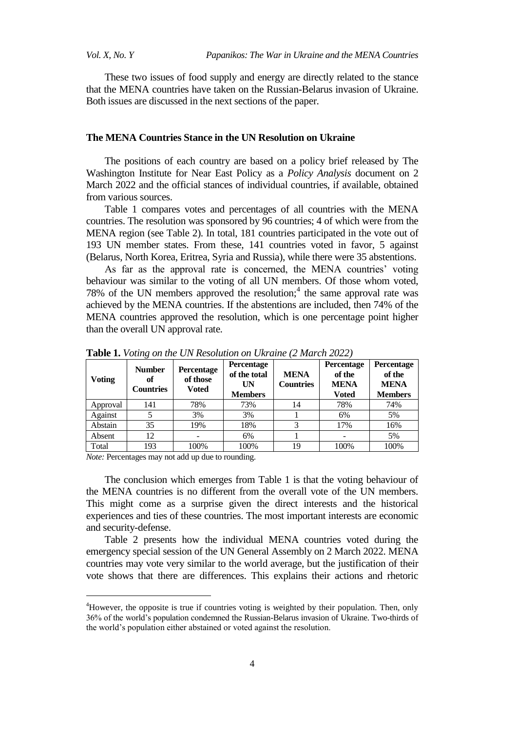These two issues of food supply and energy are directly related to the stance that the MENA countries have taken on the Russian-Belarus invasion of Ukraine. Both issues are discussed in the next sections of the paper.

## The MENA Countries Stance in the UN Resolution on Ukraine

The positions of each country are based on a policy brief released by The Washington Institute for Near East Policy as a *Policy Analysis* document on 2 March 2022 and the official stances of individual countries, if available, obtained from various sources.

Table 1 compares votes and percentages of all countries with the MENA countries. The resolution was sponsored by 96 countries; 4 of which were from the MENA region (see Table 2). In total, 181 countries participated in the vote out of 193 UN member states. From these, 141 countries voted in favor, 5 against (Belarus, North Korea, Eritrea, Syria and Russia), while there were 35 abstentions.

As far as the approval rate is concerned, the MENA countries' voting behaviour was similar to the voting of all UN members. Of those whom voted, 78% of the UN members approved the resolution;[4] the same approval rate was achieved by the MENA countries. If the abstentions are included, then 74% of the MENA countries approved the resolution, which is one percentage point higher than the overall UN approval rate.

**Table 1.** *Voting on the UN Resolution on Ukraine (2 March 2022)*

| Voting | Number of Countries | Percentage of those Voted | Percentage of the total UN Members | MENA Countries | Percentage of the MENA Voted | Percentage of the MENA Members |
|---|---|---|---|---|---|---|
| Approval | 141 | 78% | 73% | 14 | 78% | 74% |
| Against | 5 | 3% | 3% | 1 | 6% | 5% |
| Abstain | 35 | 19% | 18% | 3 | 17% | 16% |
| Absent | 12 | - | 6% | 1 | - | 5% |
| Total | 193 | 100% | 100% | 19 | 100% | 100% |

*Note:* Percentages may not add up due to rounding.

The conclusion which emerges from Table 1 is that the voting behaviour of the MENA countries is no different from the overall vote of the UN members. This might come as a surprise given the direct interests and the historical experiences and ties of these countries. The most important interests are economic and security-defense.

Table 2 presents how the individual MENA countries voted during the emergency special session of the UN General Assembly on 2 March 2022. MENA countries may vote very similar to the world average, but the justification of their vote shows that there are differences. This explains their actions and rhetoric

[4]However, the opposite is true if countries voting is weighted by their population. Then, only 36% of the world's population condemned the Russian-Belarus invasion of Ukraine. Two-thirds of the world's population either abstained or voted against the resolution.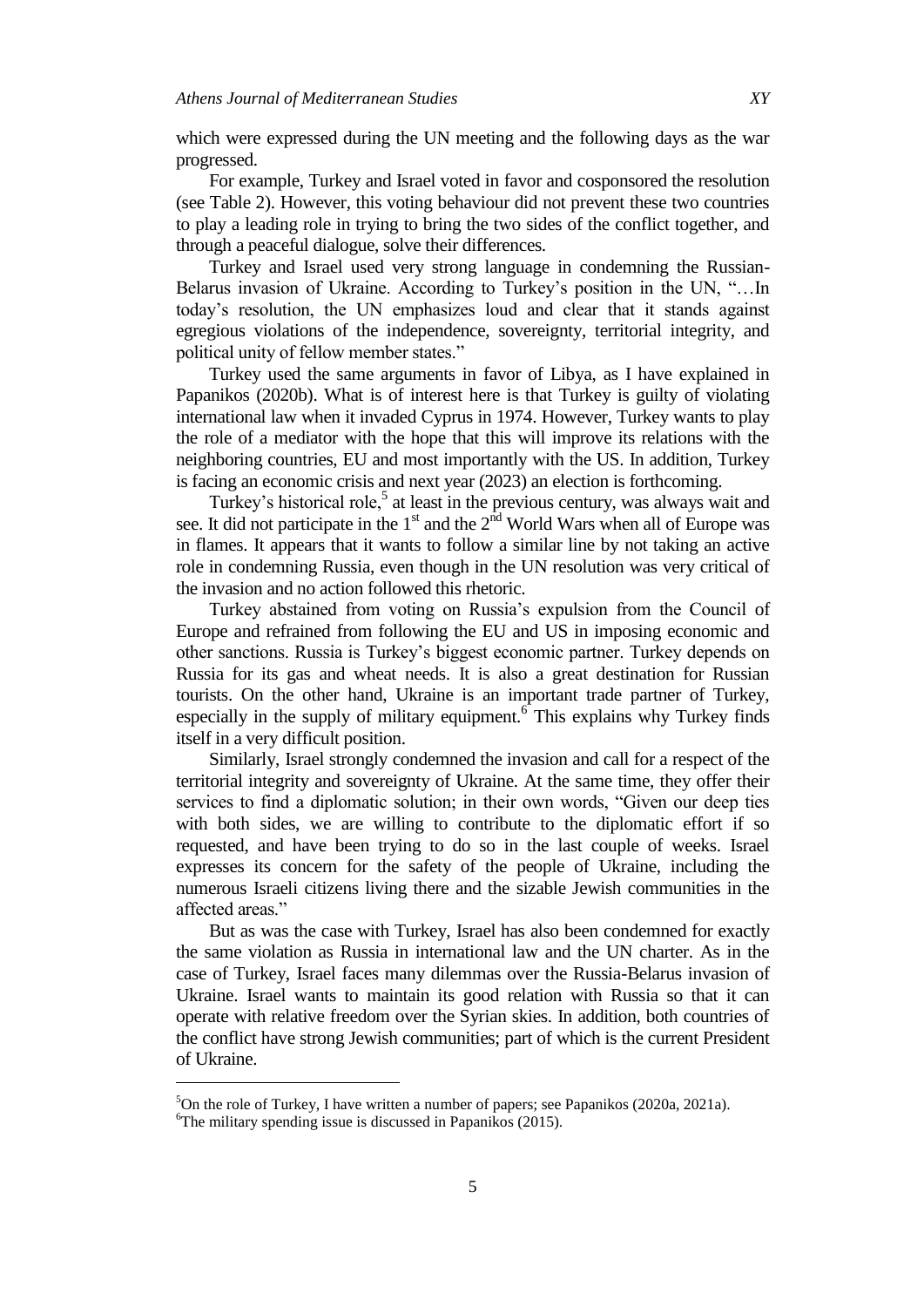which were expressed during the UN meeting and the following days as the war progressed.

For example, Turkey and Israel voted in favor and cosponsored the resolution (see Table 2). However, this voting behaviour did not prevent these two countries to play a leading role in trying to bring the two sides of the conflict together, and through a peaceful dialogue, solve their differences.

Turkey and Israel used very strong language in condemning the Russian-Belarus invasion of Ukraine. According to Turkey's position in the UN, "…In today's resolution, the UN emphasizes loud and clear that it stands against egregious violations of the independence, sovereignty, territorial integrity, and political unity of fellow member states."

Turkey used the same arguments in favor of Libya, as I have explained in Papanikos (2020b). What is of interest here is that Turkey is guilty of violating international law when it invaded Cyprus in 1974. However, Turkey wants to play the role of a mediator with the hope that this will improve its relations with the neighboring countries, EU and most importantly with the US. In addition, Turkey is facing an economic crisis and next year (2023) an election is forthcoming.

Turkey's historical role,[5] at least in the previous century, was always wait and see. It did not participate in the 1st and the 2nd World Wars when all of Europe was in flames. It appears that it wants to follow a similar line by not taking an active role in condemning Russia, even though in the UN resolution was very critical of the invasion and no action followed this rhetoric.

Turkey abstained from voting on Russia's expulsion from the Council of Europe and refrained from following the EU and US in imposing economic and other sanctions. Russia is Turkey's biggest economic partner. Turkey depends on Russia for its gas and wheat needs. It is also a great destination for Russian tourists. On the other hand, Ukraine is an important trade partner of Turkey, especially in the supply of military equipment.[6] This explains why Turkey finds itself in a very difficult position.

Similarly, Israel strongly condemned the invasion and call for a respect of the territorial integrity and sovereignty of Ukraine. At the same time, they offer their services to find a diplomatic solution; in their own words, "Given our deep ties with both sides, we are willing to contribute to the diplomatic effort if so requested, and have been trying to do so in the last couple of weeks. Israel expresses its concern for the safety of the people of Ukraine, including the numerous Israeli citizens living there and the sizable Jewish communities in the affected areas."

But as was the case with Turkey, Israel has also been condemned for exactly the same violation as Russia in international law and the UN charter. As in the case of Turkey, Israel faces many dilemmas over the Russia-Belarus invasion of Ukraine. Israel wants to maintain its good relation with Russia so that it can operate with relative freedom over the Syrian skies. In addition, both countries of the conflict have strong Jewish communities; part of which is the current President of Ukraine.

---

[5]On the role of Turkey, I have written a number of papers; see Papanikos (2020a, 2021a).

[6]The military spending issue is discussed in Papanikos (2015).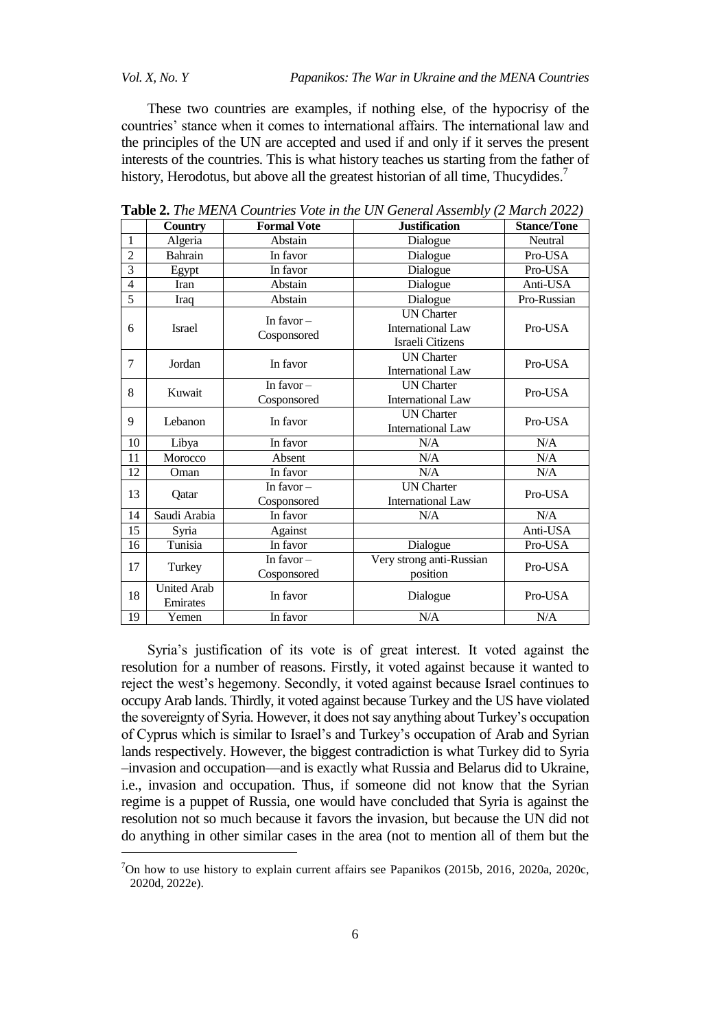These two countries are examples, if nothing else, of the hypocrisy of the countries' stance when it comes to international affairs. The international law and the principles of the UN are accepted and used if and only if it serves the present interests of the countries. This is what history teaches us starting from the father of history, Herodotus, but above all the greatest historian of all time, Thucydides.[7]

**Table 2.** *The MENA Countries Vote in the UN General Assembly (2 March 2022)*

| | Country | Formal Vote | Justification | Stance/Tone |
|---|---|---|---|---|
| 1 | Algeria | Abstain | Dialogue | Neutral |
| 2 | Bahrain | In favor | Dialogue | Pro-USA |
| 3 | Egypt | In favor | Dialogue | Pro-USA |
| 4 | Iran | Abstain | Dialogue | Anti-USA |
| 5 | Iraq | Abstain | Dialogue | Pro-Russian |
| 6 | Israel | In favor – Cosponsored | UN Charter International Law Israeli Citizens | Pro-USA |
| 7 | Jordan | In favor | UN Charter International Law | Pro-USA |
| 8 | Kuwait | In favor – Cosponsored | UN Charter International Law | Pro-USA |
| 9 | Lebanon | In favor | UN Charter International Law | Pro-USA |
| 10 | Libya | In favor | N/A | N/A |
| 11 | Morocco | Absent | N/A | N/A |
| 12 | Oman | In favor | N/A | N/A |
| 13 | Qatar | In favor – Cosponsored | UN Charter International Law | Pro-USA |
| 14 | Saudi Arabia | In favor | N/A | N/A |
| 15 | Syria | Against | | Anti-USA |
| 16 | Tunisia | In favor | Dialogue | Pro-USA |
| 17 | Turkey | In favor – Cosponsored | Very strong anti-Russian position | Pro-USA |
| 18 | United Arab Emirates | In favor | Dialogue | Pro-USA |
| 19 | Yemen | In favor | N/A | N/A |

Syria's justification of its vote is of great interest. It voted against the resolution for a number of reasons. Firstly, it voted against because it wanted to reject the west's hegemony. Secondly, it voted against because Israel continues to occupy Arab lands. Thirdly, it voted against because Turkey and the US have violated the sovereignty of Syria. However, it does not say anything about Turkey's occupation of Cyprus which is similar to Israel's and Turkey's occupation of Arab and Syrian lands respectively. However, the biggest contradiction is what Turkey did to Syria –invasion and occupation—and is exactly what Russia and Belarus did to Ukraine, i.e., invasion and occupation. Thus, if someone did not know that the Syrian regime is a puppet of Russia, one would have concluded that Syria is against the resolution not so much because it favors the invasion, but because the UN did not do anything in other similar cases in the area (not to mention all of them but the

[7]On how to use history to explain current affairs see Papanikos (2015b, 2016, 2020a, 2020c, 2020d, 2022e).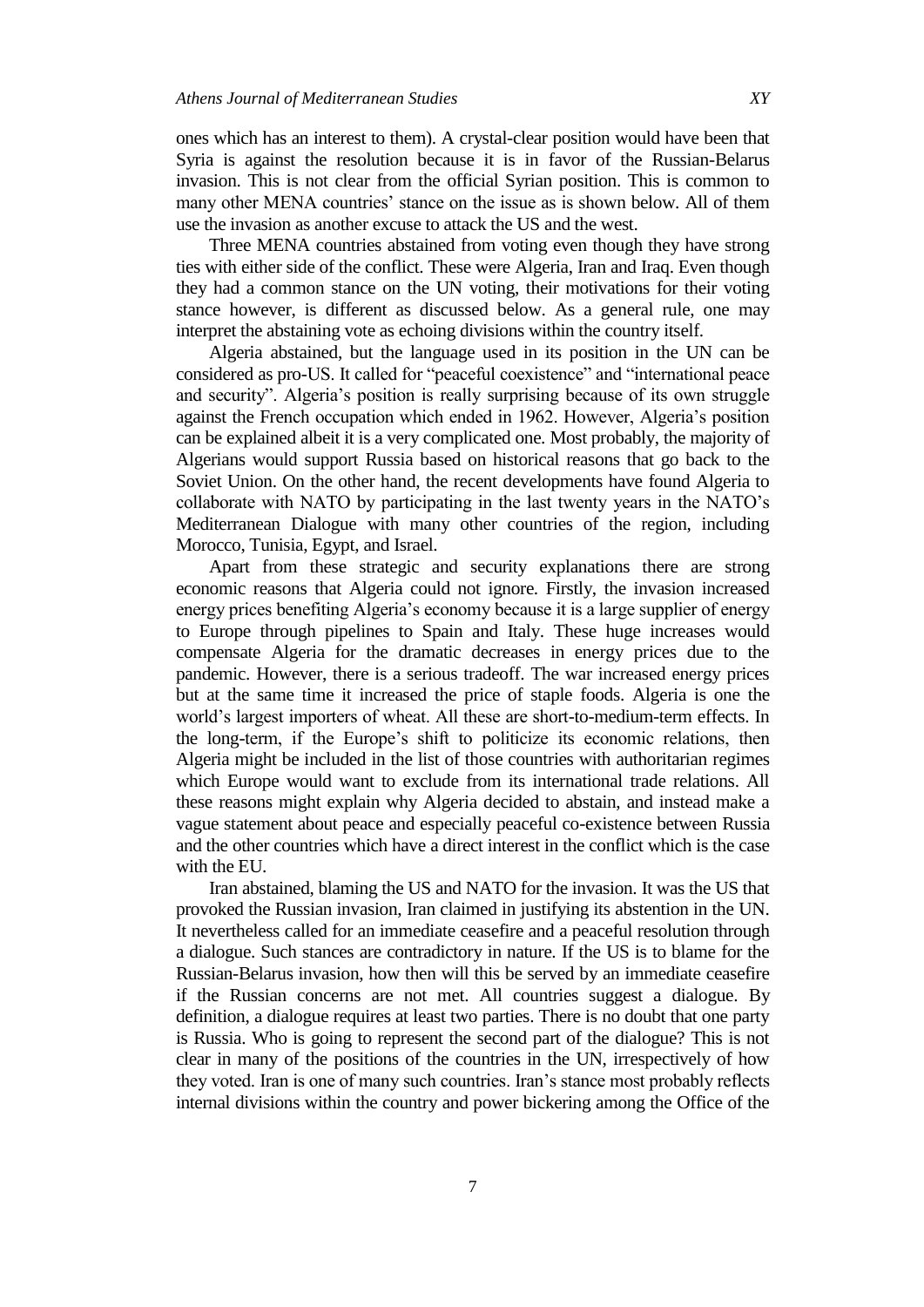ones which has an interest to them). A crystal-clear position would have been that Syria is against the resolution because it is in favor of the Russian-Belarus invasion. This is not clear from the official Syrian position. This is common to many other MENA countries' stance on the issue as is shown below. All of them use the invasion as another excuse to attack the US and the west.

Three MENA countries abstained from voting even though they have strong ties with either side of the conflict. These were Algeria, Iran and Iraq. Even though they had a common stance on the UN voting, their motivations for their voting stance however, is different as discussed below. As a general rule, one may interpret the abstaining vote as echoing divisions within the country itself.

Algeria abstained, but the language used in its position in the UN can be considered as pro-US. It called for "peaceful coexistence" and "international peace and security". Algeria's position is really surprising because of its own struggle against the French occupation which ended in 1962. However, Algeria's position can be explained albeit it is a very complicated one. Most probably, the majority of Algerians would support Russia based on historical reasons that go back to the Soviet Union. On the other hand, the recent developments have found Algeria to collaborate with NATO by participating in the last twenty years in the NATO's Mediterranean Dialogue with many other countries of the region, including Morocco, Tunisia, Egypt, and Israel.

Apart from these strategic and security explanations there are strong economic reasons that Algeria could not ignore. Firstly, the invasion increased energy prices benefiting Algeria's economy because it is a large supplier of energy to Europe through pipelines to Spain and Italy. These huge increases would compensate Algeria for the dramatic decreases in energy prices due to the pandemic. However, there is a serious tradeoff. The war increased energy prices but at the same time it increased the price of staple foods. Algeria is one the world's largest importers of wheat. All these are short-to-medium-term effects. In the long-term, if the Europe's shift to politicize its economic relations, then Algeria might be included in the list of those countries with authoritarian regimes which Europe would want to exclude from its international trade relations. All these reasons might explain why Algeria decided to abstain, and instead make a vague statement about peace and especially peaceful co-existence between Russia and the other countries which have a direct interest in the conflict which is the case with the EU.

Iran abstained, blaming the US and NATO for the invasion. It was the US that provoked the Russian invasion, Iran claimed in justifying its abstention in the UN. It nevertheless called for an immediate ceasefire and a peaceful resolution through a dialogue. Such stances are contradictory in nature. If the US is to blame for the Russian-Belarus invasion, how then will this be served by an immediate ceasefire if the Russian concerns are not met. All countries suggest a dialogue. By definition, a dialogue requires at least two parties. There is no doubt that one party is Russia. Who is going to represent the second part of the dialogue? This is not clear in many of the positions of the countries in the UN, irrespectively of how they voted. Iran is one of many such countries. Iran's stance most probably reflects internal divisions within the country and power bickering among the Office of the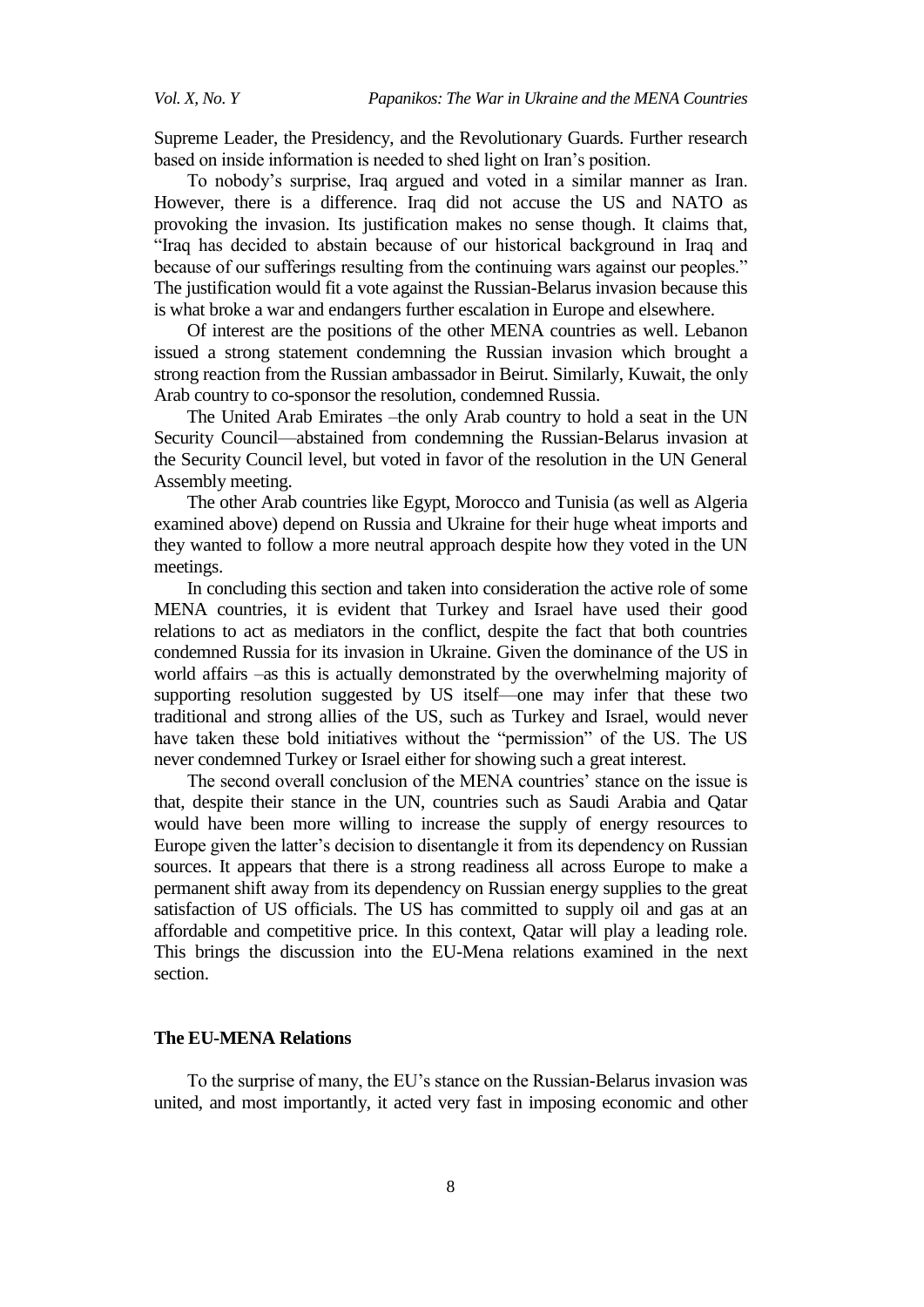Supreme Leader, the Presidency, and the Revolutionary Guards. Further research based on inside information is needed to shed light on Iran's position.

To nobody's surprise, Iraq argued and voted in a similar manner as Iran. However, there is a difference. Iraq did not accuse the US and NATO as provoking the invasion. Its justification makes no sense though. It claims that, "Iraq has decided to abstain because of our historical background in Iraq and because of our sufferings resulting from the continuing wars against our peoples." The justification would fit a vote against the Russian-Belarus invasion because this is what broke a war and endangers further escalation in Europe and elsewhere.

Of interest are the positions of the other MENA countries as well. Lebanon issued a strong statement condemning the Russian invasion which brought a strong reaction from the Russian ambassador in Beirut. Similarly, Kuwait, the only Arab country to co-sponsor the resolution, condemned Russia.

The United Arab Emirates –the only Arab country to hold a seat in the UN Security Council—abstained from condemning the Russian-Belarus invasion at the Security Council level, but voted in favor of the resolution in the UN General Assembly meeting.

The other Arab countries like Egypt, Morocco and Tunisia (as well as Algeria examined above) depend on Russia and Ukraine for their huge wheat imports and they wanted to follow a more neutral approach despite how they voted in the UN meetings.

In concluding this section and taken into consideration the active role of some MENA countries, it is evident that Turkey and Israel have used their good relations to act as mediators in the conflict, despite the fact that both countries condemned Russia for its invasion in Ukraine. Given the dominance of the US in world affairs –as this is actually demonstrated by the overwhelming majority of supporting resolution suggested by US itself—one may infer that these two traditional and strong allies of the US, such as Turkey and Israel, would never have taken these bold initiatives without the "permission" of the US. The US never condemned Turkey or Israel either for showing such a great interest.

The second overall conclusion of the MENA countries' stance on the issue is that, despite their stance in the UN, countries such as Saudi Arabia and Qatar would have been more willing to increase the supply of energy resources to Europe given the latter's decision to disentangle it from its dependency on Russian sources. It appears that there is a strong readiness all across Europe to make a permanent shift away from its dependency on Russian energy supplies to the great satisfaction of US officials. The US has committed to supply oil and gas at an affordable and competitive price. In this context, Qatar will play a leading role. This brings the discussion into the EU-Mena relations examined in the next section.

## The EU-MENA Relations

To the surprise of many, the EU's stance on the Russian-Belarus invasion was united, and most importantly, it acted very fast in imposing economic and other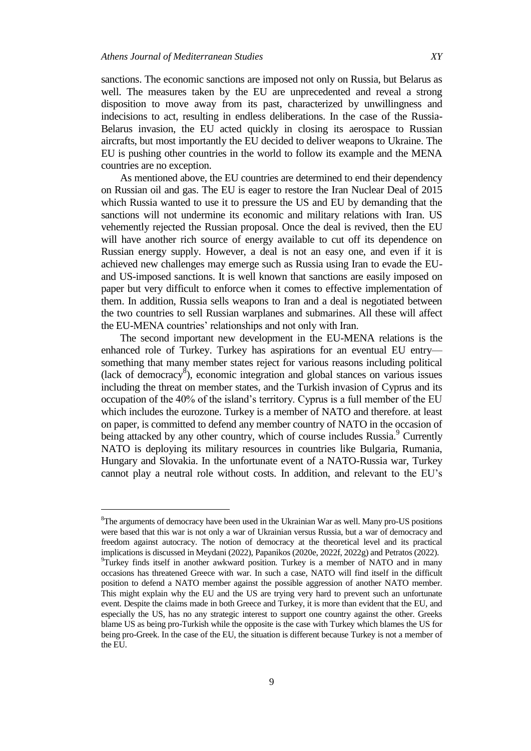sanctions. The economic sanctions are imposed not only on Russia, but Belarus as well. The measures taken by the EU are unprecedented and reveal a strong disposition to move away from its past, characterized by unwillingness and indecisions to act, resulting in endless deliberations. In the case of the Russia-Belarus invasion, the EU acted quickly in closing its aerospace to Russian aircrafts, but most importantly the EU decided to deliver weapons to Ukraine. The EU is pushing other countries in the world to follow its example and the MENA countries are no exception.

As mentioned above, the EU countries are determined to end their dependency on Russian oil and gas. The EU is eager to restore the Iran Nuclear Deal of 2015 which Russia wanted to use it to pressure the US and EU by demanding that the sanctions will not undermine its economic and military relations with Iran. US vehemently rejected the Russian proposal. Once the deal is revived, then the EU will have another rich source of energy available to cut off its dependence on Russian energy supply. However, a deal is not an easy one, and even if it is achieved new challenges may emerge such as Russia using Iran to evade the EU- and US-imposed sanctions. It is well known that sanctions are easily imposed on paper but very difficult to enforce when it comes to effective implementation of them. In addition, Russia sells weapons to Iran and a deal is negotiated between the two countries to sell Russian warplanes and submarines. All these will affect the EU-MENA countries' relationships and not only with Iran.

The second important new development in the EU-MENA relations is the enhanced role of Turkey. Turkey has aspirations for an eventual EU entry—something that many member states reject for various reasons including political (lack of democracy[8]), economic integration and global stances on various issues including the threat on member states, and the Turkish invasion of Cyprus and its occupation of the 40% of the island's territory. Cyprus is a full member of the EU which includes the eurozone. Turkey is a member of NATO and therefore. at least on paper, is committed to defend any member country of NATO in the occasion of being attacked by any other country, which of course includes Russia.[9] Currently NATO is deploying its military resources in countries like Bulgaria, Rumania, Hungary and Slovakia. In the unfortunate event of a NATO-Russia war, Turkey cannot play a neutral role without costs. In addition, and relevant to the EU's

---

[8]The arguments of democracy have been used in the Ukrainian War as well. Many pro-US positions were based that this war is not only a war of Ukrainian versus Russia, but a war of democracy and freedom against autocracy. The notion of democracy at the theoretical level and its practical implications is discussed in Meydani (2022), Papanikos (2020e, 2022f, 2022g) and Petratos (2022).

[9]Turkey finds itself in another awkward position. Turkey is a member of NATO and in many occasions has threatened Greece with war. In such a case, NATO will find itself in the difficult position to defend a NATO member against the possible aggression of another NATO member. This might explain why the EU and the US are trying very hard to prevent such an unfortunate event. Despite the claims made in both Greece and Turkey, it is more than evident that the EU, and especially the US, has no any strategic interest to support one country against the other. Greeks blame US as being pro-Turkish while the opposite is the case with Turkey which blames the US for being pro-Greek. In the case of the EU, the situation is different because Turkey is not a member of the EU.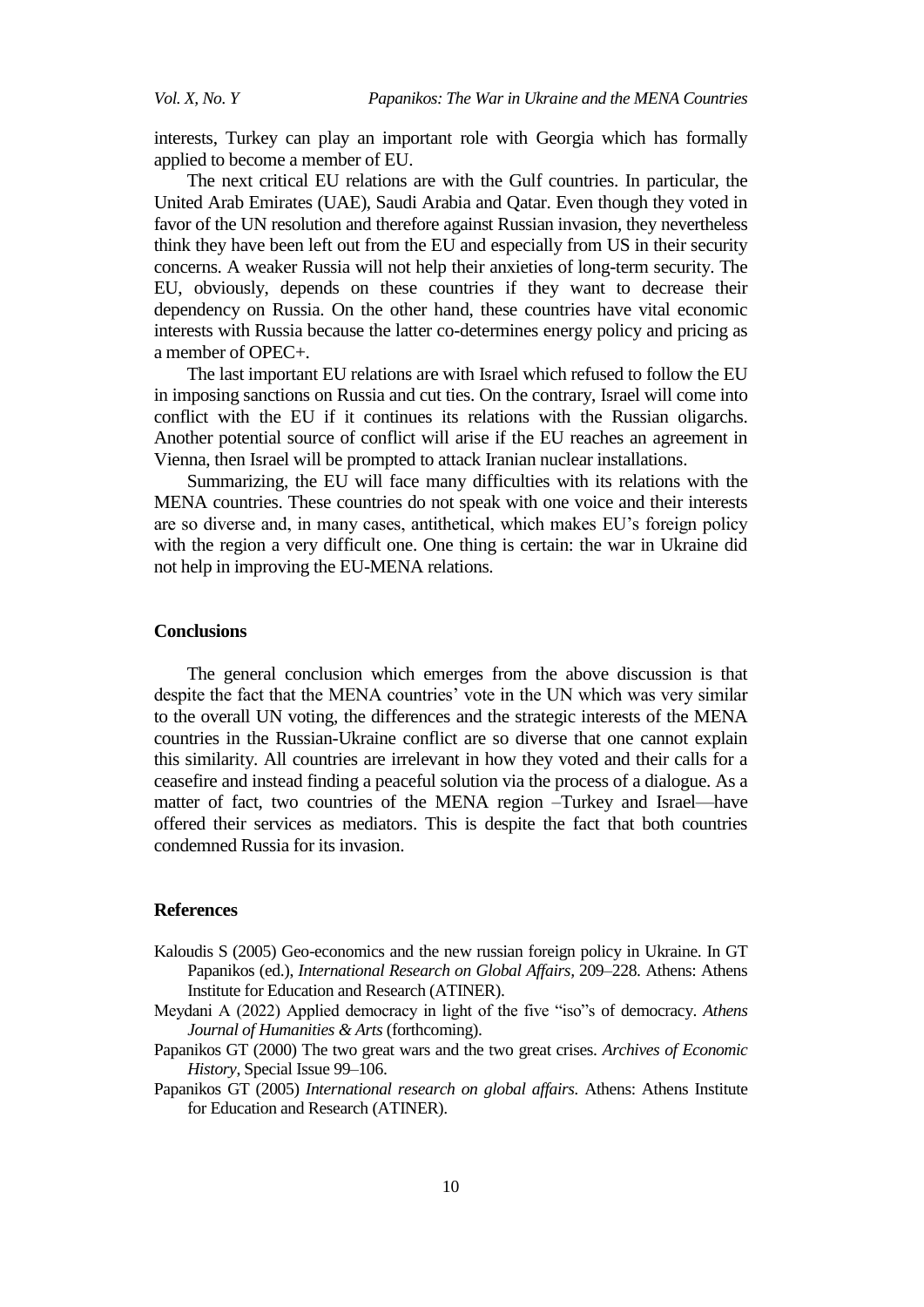interests, Turkey can play an important role with Georgia which has formally applied to become a member of EU.

The next critical EU relations are with the Gulf countries. In particular, the United Arab Emirates (UAE), Saudi Arabia and Qatar. Even though they voted in favor of the UN resolution and therefore against Russian invasion, they nevertheless think they have been left out from the EU and especially from US in their security concerns. A weaker Russia will not help their anxieties of long-term security. The EU, obviously, depends on these countries if they want to decrease their dependency on Russia. On the other hand, these countries have vital economic interests with Russia because the latter co-determines energy policy and pricing as a member of OPEC+.

The last important EU relations are with Israel which refused to follow the EU in imposing sanctions on Russia and cut ties. On the contrary, Israel will come into conflict with the EU if it continues its relations with the Russian oligarchs. Another potential source of conflict will arise if the EU reaches an agreement in Vienna, then Israel will be prompted to attack Iranian nuclear installations.

Summarizing, the EU will face many difficulties with its relations with the MENA countries. These countries do not speak with one voice and their interests are so diverse and, in many cases, antithetical, which makes EU's foreign policy with the region a very difficult one. One thing is certain: the war in Ukraine did not help in improving the EU-MENA relations.

## Conclusions

The general conclusion which emerges from the above discussion is that despite the fact that the MENA countries' vote in the UN which was very similar to the overall UN voting, the differences and the strategic interests of the MENA countries in the Russian-Ukraine conflict are so diverse that one cannot explain this similarity. All countries are irrelevant in how they voted and their calls for a ceasefire and instead finding a peaceful solution via the process of a dialogue. As a matter of fact, two countries of the MENA region –Turkey and Israel—have offered their services as mediators. This is despite the fact that both countries condemned Russia for its invasion.

## References

Kaloudis S (2005) Geo-economics and the new russian foreign policy in Ukraine. In GT Papanikos (ed.), *International Research on Global Affairs*, 209–228. Athens: Athens Institute for Education and Research (ATINER).

Meydani A (2022) Applied democracy in light of the five "iso"s of democracy. *Athens Journal of Humanities & Arts* (forthcoming).

Papanikos GT (2000) The two great wars and the two great crises. *Archives of Economic History*, Special Issue 99–106.

Papanikos GT (2005) *International research on global affairs.* Athens: Athens Institute for Education and Research (ATINER).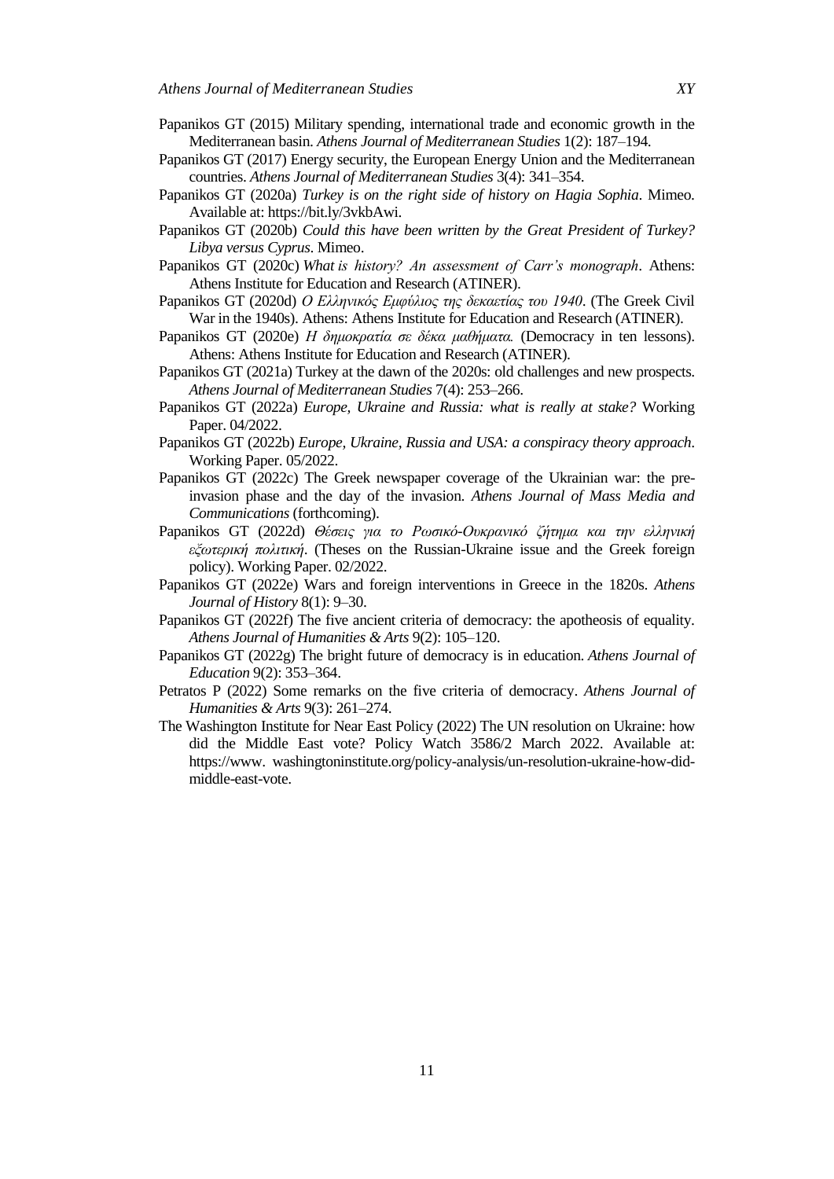Papanikos GT (2015) Military spending, international trade and economic growth in the Mediterranean basin. *Athens Journal of Mediterranean Studies* 1(2): 187–194.

Papanikos GT (2017) Energy security, the European Energy Union and the Mediterranean countries. *Athens Journal of Mediterranean Studies* 3(4): 341–354.

Papanikos GT (2020a) *Turkey is on the right side of history on Hagia Sophia*. Mimeo. Available at: https://bit.ly/3vkbAwi.

Papanikos GT (2020b) *Could this have been written by the Great President of Turkey? Libya versus Cyprus*. Mimeo.

Papanikos GT (2020c) *What is history? An assessment of Carr's monograph*. Athens: Athens Institute for Education and Research (ATINER).

Papanikos GT (2020d) *Ο Ελληνικός Εμφύλιος της δεκαετίας του 1940*. (The Greek Civil War in the 1940s). Athens: Athens Institute for Education and Research (ATINER).

Papanikos GT (2020e) *Η δημοκρατία σε δέκα μαθήματα.* (Democracy in ten lessons). Athens: Athens Institute for Education and Research (ATINER).

Papanikos GT (2021a) Turkey at the dawn of the 2020s: old challenges and new prospects. *Athens Journal of Mediterranean Studies* 7(4): 253–266.

Papanikos GT (2022a) *Europe, Ukraine and Russia: what is really at stake?* Working Paper. 04/2022.

Papanikos GT (2022b) *Europe, Ukraine, Russia and USA: a conspiracy theory approach*. Working Paper. 05/2022.

Papanikos GT (2022c) The Greek newspaper coverage of the Ukrainian war: the pre-invasion phase and the day of the invasion. *Athens Journal of Mass Media and Communications* (forthcoming).

Papanikos GT (2022d) *Θέσεις για το Ρωσικό-Ουκρανικό ζήτημα και την ελληνική εξωτερική πολιτική*. (Theses on the Russian-Ukraine issue and the Greek foreign policy). Working Paper. 02/2022.

Papanikos GT (2022e) Wars and foreign interventions in Greece in the 1820s. *Athens Journal of History* 8(1): 9–30.

Papanikos GT (2022f) The five ancient criteria of democracy: the apotheosis of equality. *Athens Journal of Humanities & Arts* 9(2): 105–120.

Papanikos GT (2022g) The bright future of democracy is in education. *Athens Journal of Education* 9(2): 353–364.

Petratos P (2022) Some remarks on the five criteria of democracy. *Athens Journal of Humanities & Arts* 9(3): 261–274.

The Washington Institute for Near East Policy (2022) The UN resolution on Ukraine: how did the Middle East vote? Policy Watch 3586/2 March 2022. Available at: https://www. washingtoninstitute.org/policy-analysis/un-resolution-ukraine-how-did-middle-east-vote.